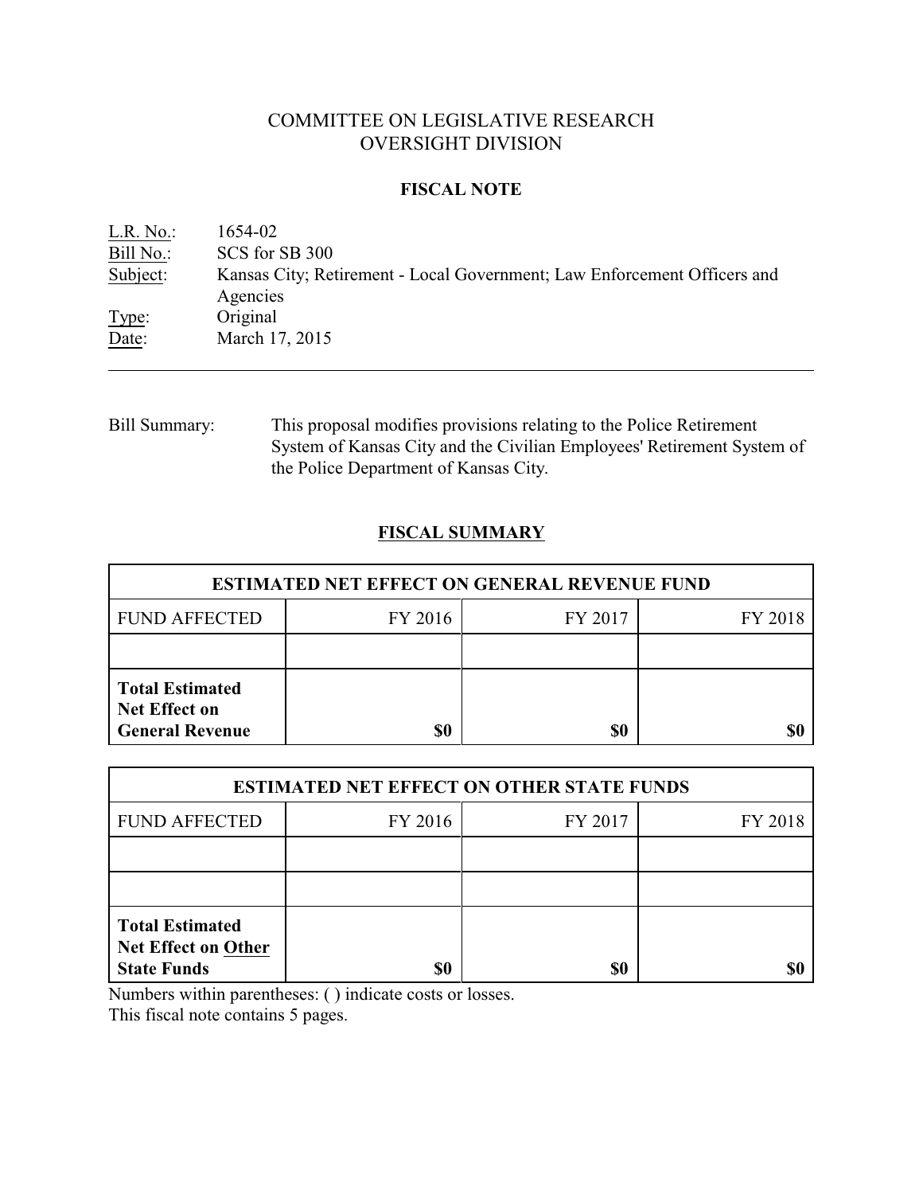# COMMITTEE ON LEGISLATIVE RESEARCH
# OVERSIGHT DIVISION

## FISCAL NOTE

L.R. No.: 1654-02
Bill No.: SCS for SB 300
Subject: Kansas City; Retirement - Local Government; Law Enforcement Officers and Agencies
Type: Original
Date: March 17, 2015

---

Bill Summary: This proposal modifies provisions relating to the Police Retirement System of Kansas City and the Civilian Employees' Retirement System of the Police Department of Kansas City.

## FISCAL SUMMARY

| ESTIMATED NET EFFECT ON GENERAL REVENUE FUND | | | |
|---|---|---|---|
| FUND AFFECTED | FY 2016 | FY 2017 | FY 2018 |
| | | | |
| **Total Estimated Net Effect on General Revenue** | **$0** | **$0** | **$0** |

| ESTIMATED NET EFFECT ON OTHER STATE FUNDS | | | |
|---|---|---|---|
| FUND AFFECTED | FY 2016 | FY 2017 | FY 2018 |
| | | | |
| | | | |
| **Total Estimated Net Effect on Other State Funds** | **$0** | **$0** | **$0** |

Numbers within parentheses: ( ) indicate costs or losses.
This fiscal note contains 5 pages.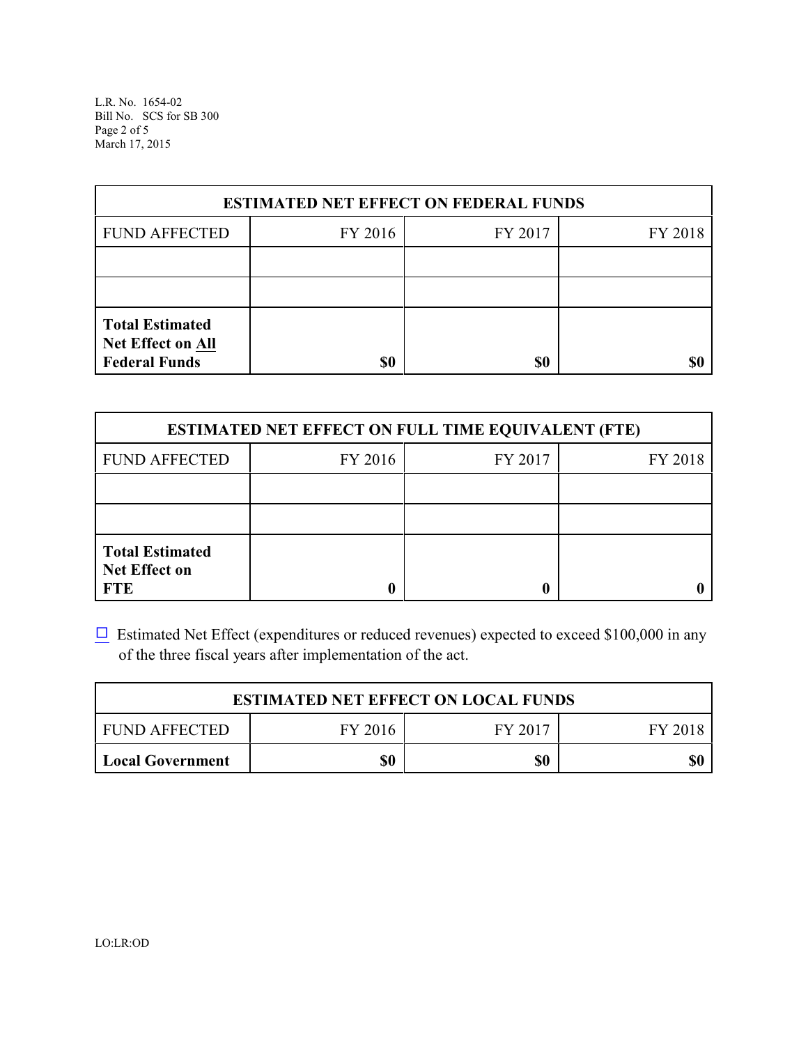| ESTIMATED NET EFFECT ON FEDERAL FUNDS | | | |
|---|---|---|---|
| FUND AFFECTED | FY 2016 | FY 2017 | FY 2018 |
| | | | |
| | | | |
| **Total Estimated Net Effect on All Federal Funds** | **$0** | **$0** | **$0** |

| ESTIMATED NET EFFECT ON FULL TIME EQUIVALENT (FTE) | | | |
|---|---|---|---|
| FUND AFFECTED | FY 2016 | FY 2017 | FY 2018 |
| | | | |
| | | | |
| **Total Estimated Net Effect on FTE** | **0** | **0** | **0** |

☐ Estimated Net Effect (expenditures or reduced revenues) expected to exceed $100,000 in any of the three fiscal years after implementation of the act.

| ESTIMATED NET EFFECT ON LOCAL FUNDS | | | |
|---|---|---|---|
| FUND AFFECTED | FY 2016 | FY 2017 | FY 2018 |
| **Local Government** | **$0** | **$0** | **$0** |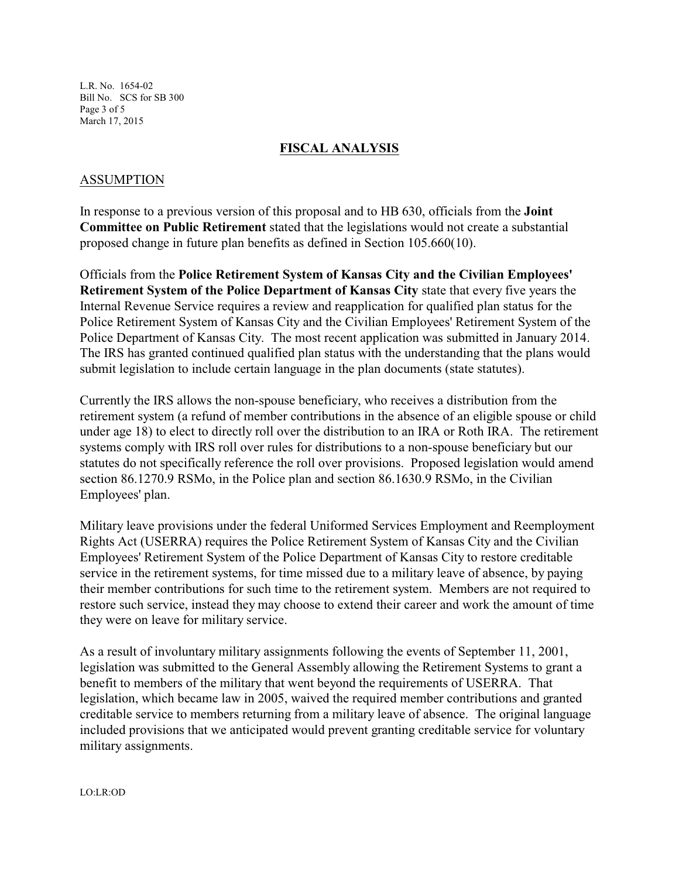## FISCAL ANALYSIS

### ASSUMPTION

In response to a previous version of this proposal and to HB 630, officials from the **Joint Committee on Public Retirement** stated that the legislations would not create a substantial proposed change in future plan benefits as defined in Section 105.660(10).

Officials from the **Police Retirement System of Kansas City and the Civilian Employees' Retirement System of the Police Department of Kansas City** state that every five years the Internal Revenue Service requires a review and reapplication for qualified plan status for the Police Retirement System of Kansas City and the Civilian Employees' Retirement System of the Police Department of Kansas City. The most recent application was submitted in January 2014. The IRS has granted continued qualified plan status with the understanding that the plans would submit legislation to include certain language in the plan documents (state statutes).

Currently the IRS allows the non-spouse beneficiary, who receives a distribution from the retirement system (a refund of member contributions in the absence of an eligible spouse or child under age 18) to elect to directly roll over the distribution to an IRA or Roth IRA. The retirement systems comply with IRS roll over rules for distributions to a non-spouse beneficiary but our statutes do not specifically reference the roll over provisions. Proposed legislation would amend section 86.1270.9 RSMo, in the Police plan and section 86.1630.9 RSMo, in the Civilian Employees' plan.

Military leave provisions under the federal Uniformed Services Employment and Reemployment Rights Act (USERRA) requires the Police Retirement System of Kansas City and the Civilian Employees' Retirement System of the Police Department of Kansas City to restore creditable service in the retirement systems, for time missed due to a military leave of absence, by paying their member contributions for such time to the retirement system. Members are not required to restore such service, instead they may choose to extend their career and work the amount of time they were on leave for military service.

As a result of involuntary military assignments following the events of September 11, 2001, legislation was submitted to the General Assembly allowing the Retirement Systems to grant a benefit to members of the military that went beyond the requirements of USERRA. That legislation, which became law in 2005, waived the required member contributions and granted creditable service to members returning from a military leave of absence. The original language included provisions that we anticipated would prevent granting creditable service for voluntary military assignments.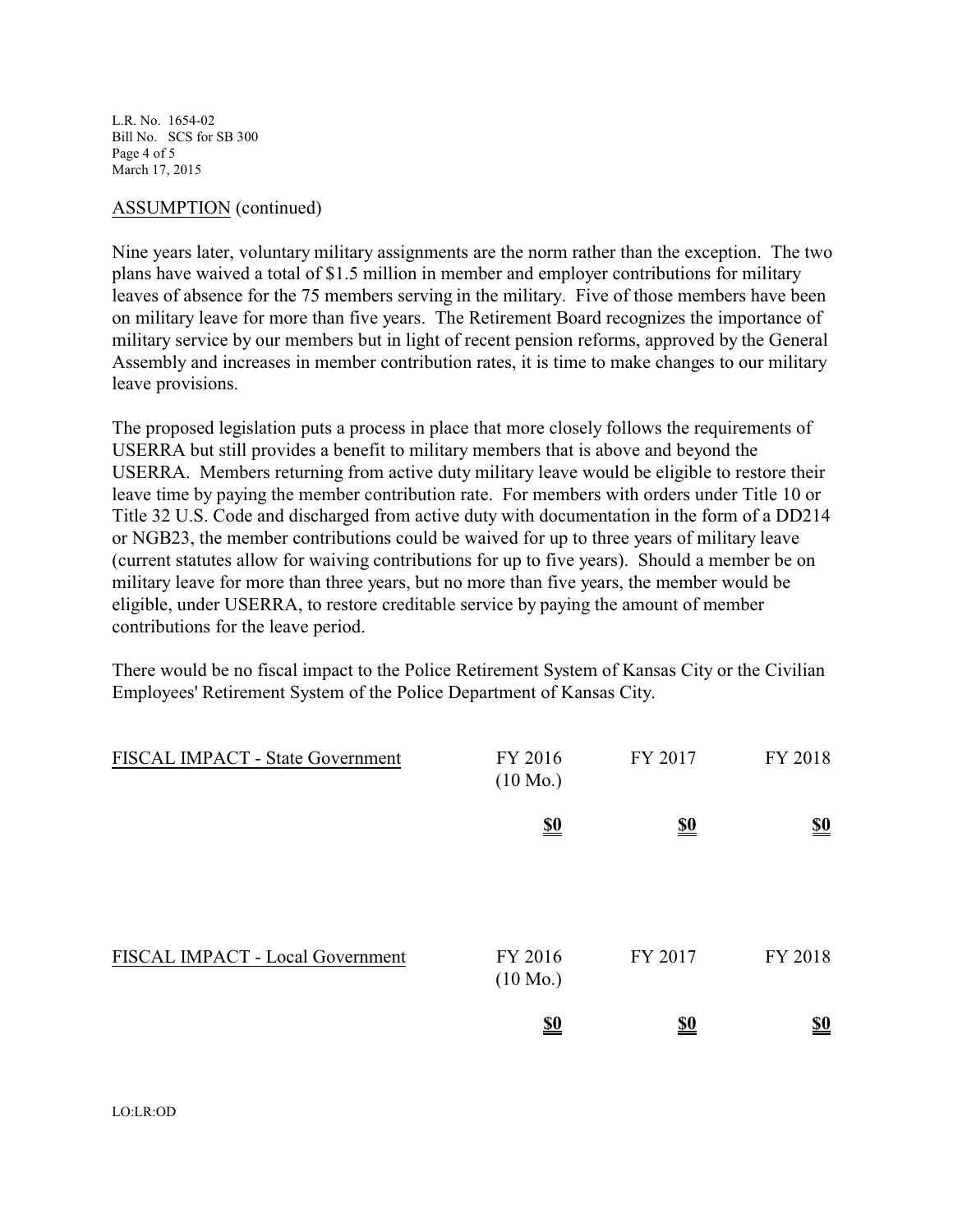ASSUMPTION (continued)

Nine years later, voluntary military assignments are the norm rather than the exception. The two plans have waived a total of $1.5 million in member and employer contributions for military leaves of absence for the 75 members serving in the military. Five of those members have been on military leave for more than five years. The Retirement Board recognizes the importance of military service by our members but in light of recent pension reforms, approved by the General Assembly and increases in member contribution rates, it is time to make changes to our military leave provisions.

The proposed legislation puts a process in place that more closely follows the requirements of USERRA but still provides a benefit to military members that is above and beyond the USERRA. Members returning from active duty military leave would be eligible to restore their leave time by paying the member contribution rate. For members with orders under Title 10 or Title 32 U.S. Code and discharged from active duty with documentation in the form of a DD214 or NGB23, the member contributions could be waived for up to three years of military leave (current statutes allow for waiving contributions for up to five years). Should a member be on military leave for more than three years, but no more than five years, the member would be eligible, under USERRA, to restore creditable service by paying the amount of member contributions for the leave period.

There would be no fiscal impact to the Police Retirement System of Kansas City or the Civilian Employees' Retirement System of the Police Department of Kansas City.

| FISCAL IMPACT - State Government | FY 2016 (10 Mo.) | FY 2017 | FY 2018 |
|---|---|---|---|
| | **$0** | **$0** | **$0** |

| FISCAL IMPACT - Local Government | FY 2016 (10 Mo.) | FY 2017 | FY 2018 |
|---|---|---|---|
| | **$0** | **$0** | **$0** |

LO:LR:OD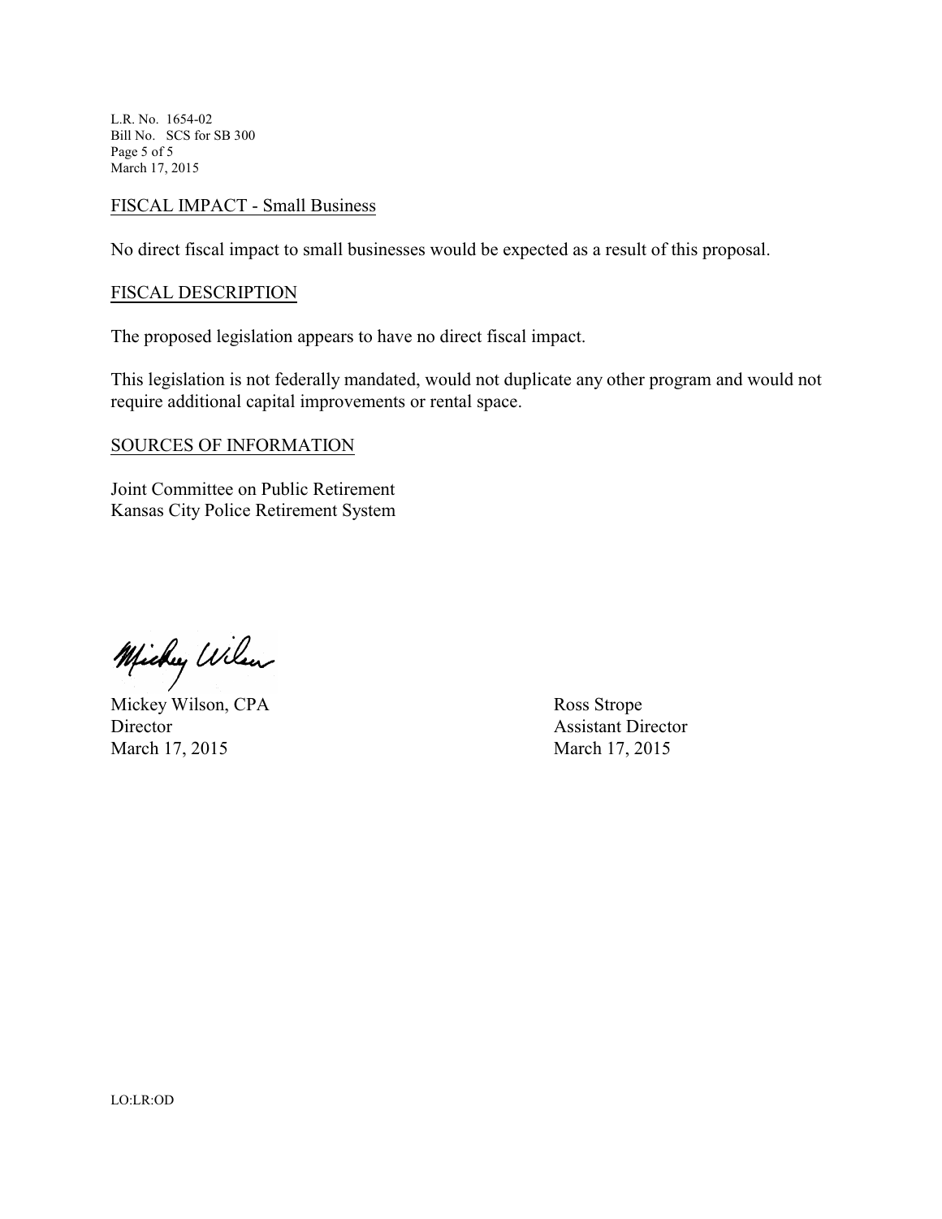L.R. No. 1654-02
Bill No. SCS for SB 300
March 17, 2015

FISCAL IMPACT - Small Business

No direct fiscal impact to small businesses would be expected as a result of this proposal.

FISCAL DESCRIPTION

The proposed legislation appears to have no direct fiscal impact.

This legislation is not federally mandated, would not duplicate any other program and would not require additional capital improvements or rental space.

SOURCES OF INFORMATION

Joint Committee on Public Retirement
Kansas City Police Retirement System

| | |
|---|---|
| Mickey Wilson, CPA | Ross Strope |
| Director | Assistant Director |
| March 17, 2015 | March 17, 2015 |

LO:LR:OD